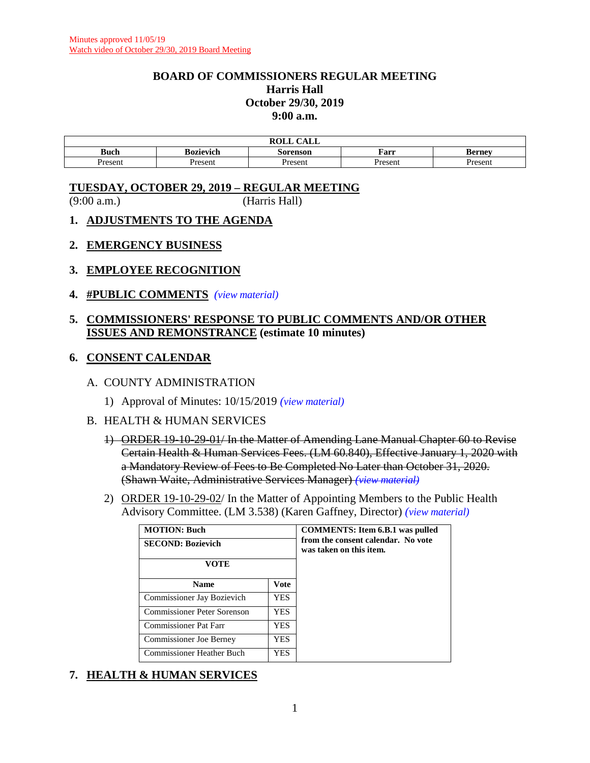Minutes approved 11/05/19
Watch video of October 29/30, 2019 Board Meeting

# BOARD OF COMMISSIONERS REGULAR MEETING
## Harris Hall
## October 29/30, 2019
## 9:00 a.m.

| ROLL CALL | | | | |
|---|---|---|---|---|
| **Buch** | **Bozievich** | **Sorenson** | **Farr** | **Berney** |
| Present | Present | Present | Present | Present |

## TUESDAY, OCTOBER 29, 2019 – REGULAR MEETING

(9:00 a.m.) (Harris Hall)

### 1. ADJUSTMENTS TO THE AGENDA

### 2. EMERGENCY BUSINESS

### 3. EMPLOYEE RECOGNITION

### 4. #PUBLIC COMMENTS *(view material)*

### 5. COMMISSIONERS' RESPONSE TO PUBLIC COMMENTS AND/OR OTHER ISSUES AND REMONSTRANCE (estimate 10 minutes)

### 6. CONSENT CALENDAR

A. COUNTY ADMINISTRATION

1) Approval of Minutes: 10/15/2019 *(view material)*

B. HEALTH & HUMAN SERVICES

~~1) ORDER 19-10-29-01/ In the Matter of Amending Lane Manual Chapter 60 to Revise Certain Health & Human Services Fees. (LM 60.840), Effective January 1, 2020 with a Mandatory Review of Fees to Be Completed No Later than October 31, 2020. (Shawn Waite, Administrative Services Manager) *(view material)*~~

2) ORDER 19-10-29-02/ In the Matter of Appointing Members to the Public Health Advisory Committee. (LM 3.538) (Karen Gaffney, Director) *(view material)*

| **MOTION: Buch** | | **COMMENTS: Item 6.B.1 was pulled from the consent calendar. No vote was taken on this item.** |
|---|---|---|
| **SECOND: Bozievich** | | |
| **VOTE** | | |
| **Name** | **Vote** | |
| Commissioner Jay Bozievich | YES | |
| Commissioner Peter Sorenson | YES | |
| Commissioner Pat Farr | YES | |
| Commissioner Joe Berney | YES | |
| Commissioner Heather Buch | YES | |

### 7. HEALTH & HUMAN SERVICES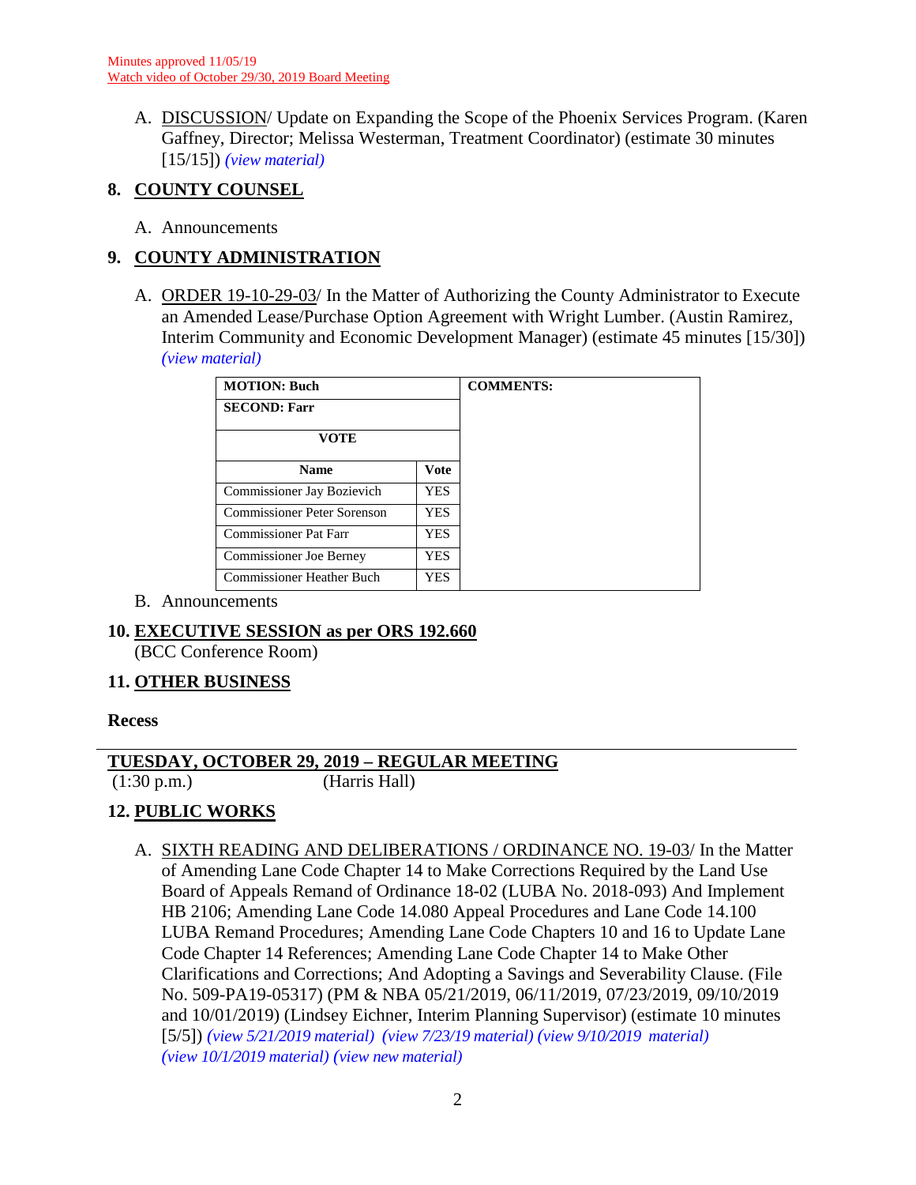Minutes approved 11/05/19
Watch video of October 29/30, 2019 Board Meeting

A. DISCUSSION/ Update on Expanding the Scope of the Phoenix Services Program. (Karen Gaffney, Director; Melissa Westerman, Treatment Coordinator) (estimate 30 minutes [15/15]) *(view material)*

## 8. COUNTY COUNSEL

A. Announcements

## 9. COUNTY ADMINISTRATION

A. ORDER 19-10-29-03/ In the Matter of Authorizing the County Administrator to Execute an Amended Lease/Purchase Option Agreement with Wright Lumber. (Austin Ramirez, Interim Community and Economic Development Manager) (estimate 45 minutes [15/30]) *(view material)*

| MOTION: Buch | | COMMENTS: |
|---|---|---|
| SECOND: Farr | | |
| VOTE | | |
| Name | Vote | |
| Commissioner Jay Bozievich | YES | |
| Commissioner Peter Sorenson | YES | |
| Commissioner Pat Farr | YES | |
| Commissioner Joe Berney | YES | |
| Commissioner Heather Buch | YES | |

B. Announcements

## 10. EXECUTIVE SESSION as per ORS 192.660

(BCC Conference Room)

## 11. OTHER BUSINESS

**Recess**

---

## TUESDAY, OCTOBER 29, 2019 – REGULAR MEETING

(1:30 p.m.) (Harris Hall)

## 12. PUBLIC WORKS

A. SIXTH READING AND DELIBERATIONS / ORDINANCE NO. 19-03/ In the Matter of Amending Lane Code Chapter 14 to Make Corrections Required by the Land Use Board of Appeals Remand of Ordinance 18-02 (LUBA No. 2018-093) And Implement HB 2106; Amending Lane Code 14.080 Appeal Procedures and Lane Code 14.100 LUBA Remand Procedures; Amending Lane Code Chapters 10 and 16 to Update Lane Code Chapter 14 References; Amending Lane Code Chapter 14 to Make Other Clarifications and Corrections; And Adopting a Savings and Severability Clause. (File No. 509-PA19-05317) (PM & NBA 05/21/2019, 06/11/2019, 07/23/2019, 09/10/2019 and 10/01/2019) (Lindsey Eichner, Interim Planning Supervisor) (estimate 10 minutes [5/5]) *(view 5/21/2019 material) (view 7/23/19 material) (view 9/10/2019 material) (view 10/1/2019 material) (view new material)*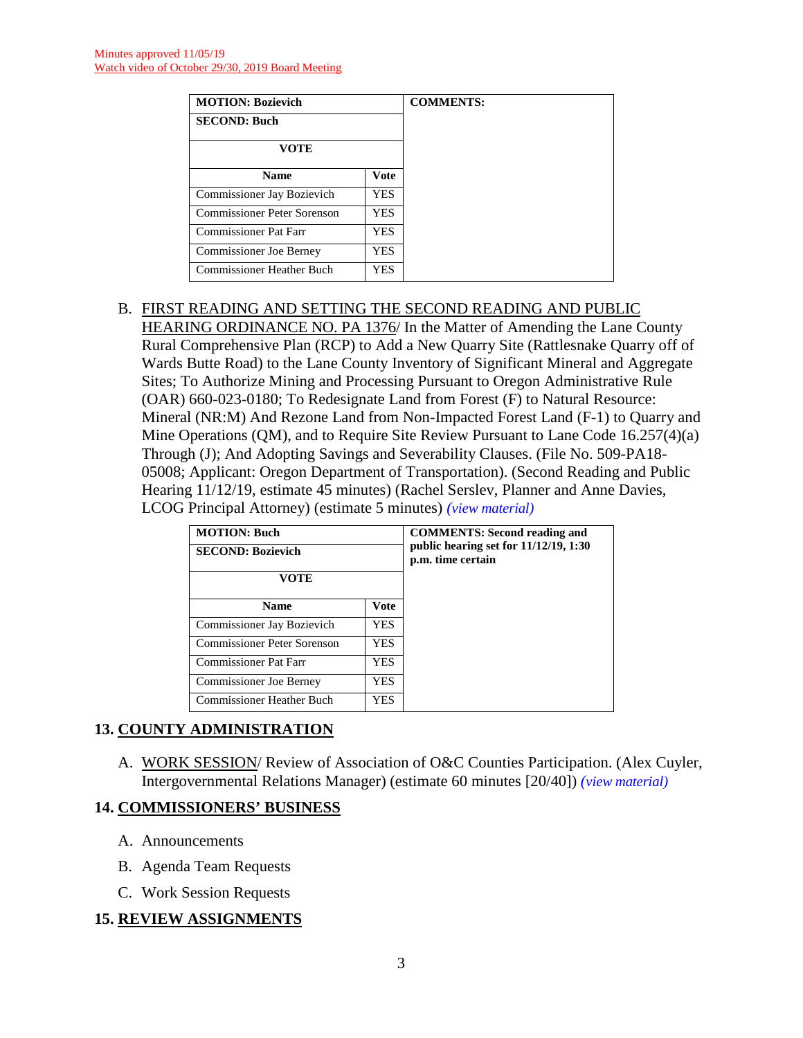Minutes approved 11/05/19
Watch video of October 29/30, 2019 Board Meeting

| MOTION: Bozievich | | COMMENTS: |
|---|---|---|
| SECOND: Buch | | |
| VOTE | | |
| Name | Vote | |
| Commissioner Jay Bozievich | YES | |
| Commissioner Peter Sorenson | YES | |
| Commissioner Pat Farr | YES | |
| Commissioner Joe Berney | YES | |
| Commissioner Heather Buch | YES | |

B. FIRST READING AND SETTING THE SECOND READING AND PUBLIC HEARING ORDINANCE NO. PA 1376/ In the Matter of Amending the Lane County Rural Comprehensive Plan (RCP) to Add a New Quarry Site (Rattlesnake Quarry off of Wards Butte Road) to the Lane County Inventory of Significant Mineral and Aggregate Sites; To Authorize Mining and Processing Pursuant to Oregon Administrative Rule (OAR) 660-023-0180; To Redesignate Land from Forest (F) to Natural Resource: Mineral (NR:M) And Rezone Land from Non-Impacted Forest Land (F-1) to Quarry and Mine Operations (QM), and to Require Site Review Pursuant to Lane Code 16.257(4)(a) Through (J); And Adopting Savings and Severability Clauses. (File No. 509-PA18-05008; Applicant: Oregon Department of Transportation). (Second Reading and Public Hearing 11/12/19, estimate 45 minutes) (Rachel Serslev, Planner and Anne Davies, LCOG Principal Attorney) (estimate 5 minutes) *(view material)*

| MOTION: Buch | | COMMENTS: Second reading and public hearing set for 11/12/19, 1:30 p.m. time certain |
|---|---|---|
| SECOND: Bozievich | | |
| VOTE | | |
| Name | Vote | |
| Commissioner Jay Bozievich | YES | |
| Commissioner Peter Sorenson | YES | |
| Commissioner Pat Farr | YES | |
| Commissioner Joe Berney | YES | |
| Commissioner Heather Buch | YES | |

## 13. COUNTY ADMINISTRATION

A. WORK SESSION/ Review of Association of O&C Counties Participation. (Alex Cuyler, Intergovernmental Relations Manager) (estimate 60 minutes [20/40]) *(view material)*

## 14. COMMISSIONERS' BUSINESS

A. Announcements

B. Agenda Team Requests

C. Work Session Requests

## 15. REVIEW ASSIGNMENTS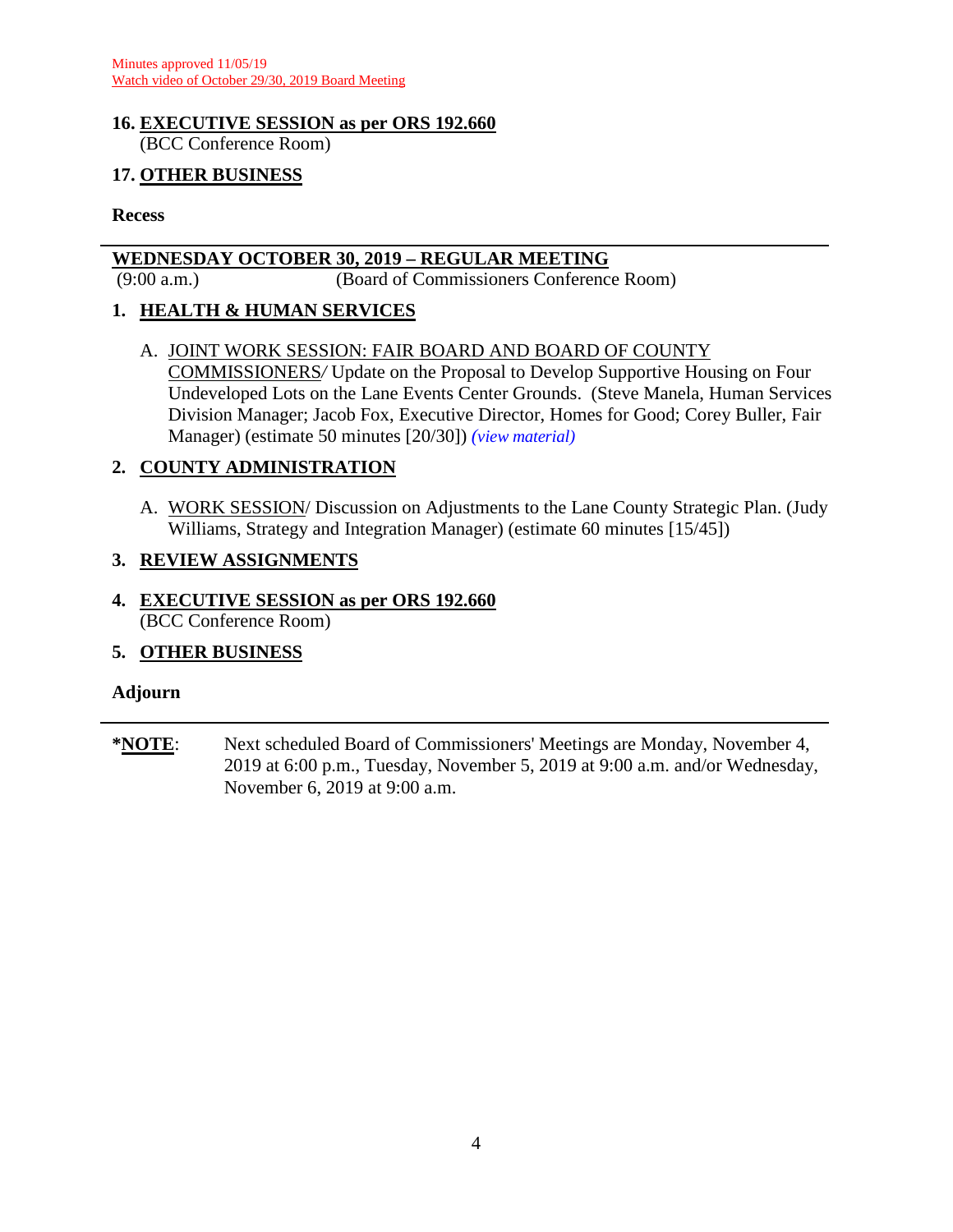Minutes approved 11/05/19
Watch video of October 29/30, 2019 Board Meeting

**16. EXECUTIVE SESSION as per ORS 192.660**
(BCC Conference Room)

**17. OTHER BUSINESS**

**Recess**

---

## WEDNESDAY OCTOBER 30, 2019 – REGULAR MEETING

(9:00 a.m.) (Board of Commissioners Conference Room)

**1. HEALTH & HUMAN SERVICES**

A. JOINT WORK SESSION: FAIR BOARD AND BOARD OF COUNTY COMMISSIONERS/ Update on the Proposal to Develop Supportive Housing on Four Undeveloped Lots on the Lane Events Center Grounds. (Steve Manela, Human Services Division Manager; Jacob Fox, Executive Director, Homes for Good; Corey Buller, Fair Manager) (estimate 50 minutes [20/30]) *(view material)*

**2. COUNTY ADMINISTRATION**

A. WORK SESSION/ Discussion on Adjustments to the Lane County Strategic Plan. (Judy Williams, Strategy and Integration Manager) (estimate 60 minutes [15/45])

**3. REVIEW ASSIGNMENTS**

**4. EXECUTIVE SESSION as per ORS 192.660**
(BCC Conference Room)

**5. OTHER BUSINESS**

**Adjourn**

---

***NOTE**: Next scheduled Board of Commissioners' Meetings are Monday, November 4, 2019 at 6:00 p.m., Tuesday, November 5, 2019 at 9:00 a.m. and/or Wednesday, November 6, 2019 at 9:00 a.m.